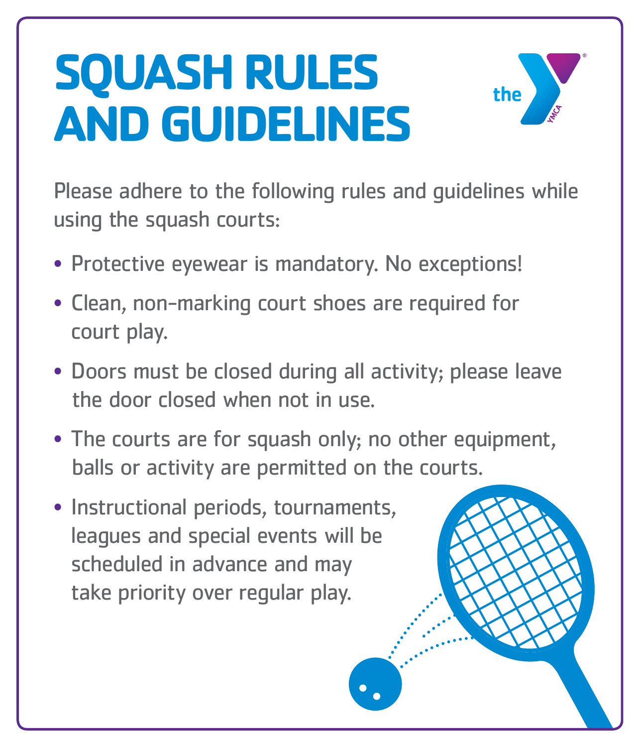# SQUASH RULES AND GUIDELINES

Please adhere to the following rules and guidelines while using the squash courts:

- Protective eyewear is mandatory. No exceptions!
- Clean, non-marking court shoes are required for court play.
- Doors must be closed during all activity; please leave the door closed when not in use.
- The courts are for squash only; no other equipment, balls or activity are permitted on the courts.
- Instructional periods, tournaments, leagues and special events will be scheduled in advance and may take priority over regular play.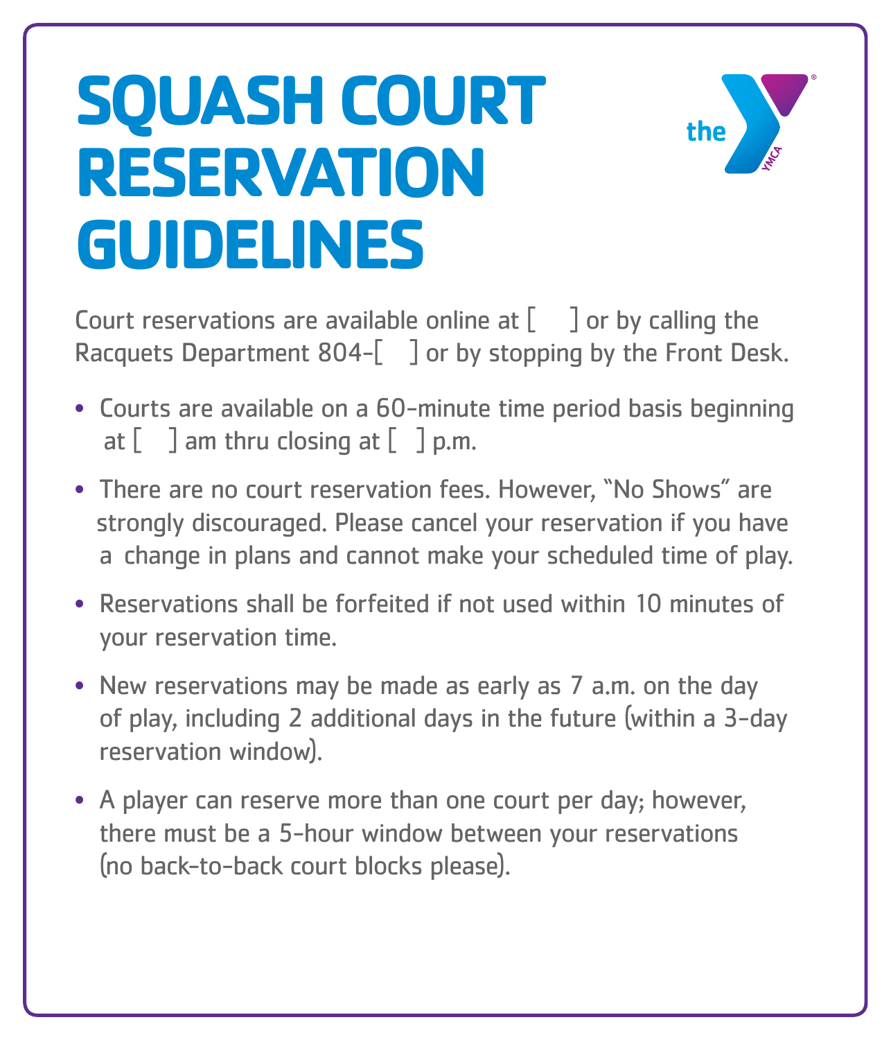# SQUASH COURT RESERVATION GUIDELINES

Court reservations are available online at [ ] or by calling the Racquets Department 804-[ ] or by stopping by the Front Desk.

- Courts are available on a 60-minute time period basis beginning at [ ] am thru closing at [ ] p.m.
- There are no court reservation fees. However, "No Shows" are strongly discouraged. Please cancel your reservation if you have a change in plans and cannot make your scheduled time of play.
- Reservations shall be forfeited if not used within 10 minutes of your reservation time.
- New reservations may be made as early as 7 a.m. on the day of play, including 2 additional days in the future (within a 3-day reservation window).
- A player can reserve more than one court per day; however, there must be a 5-hour window between your reservations (no back-to-back court blocks please).